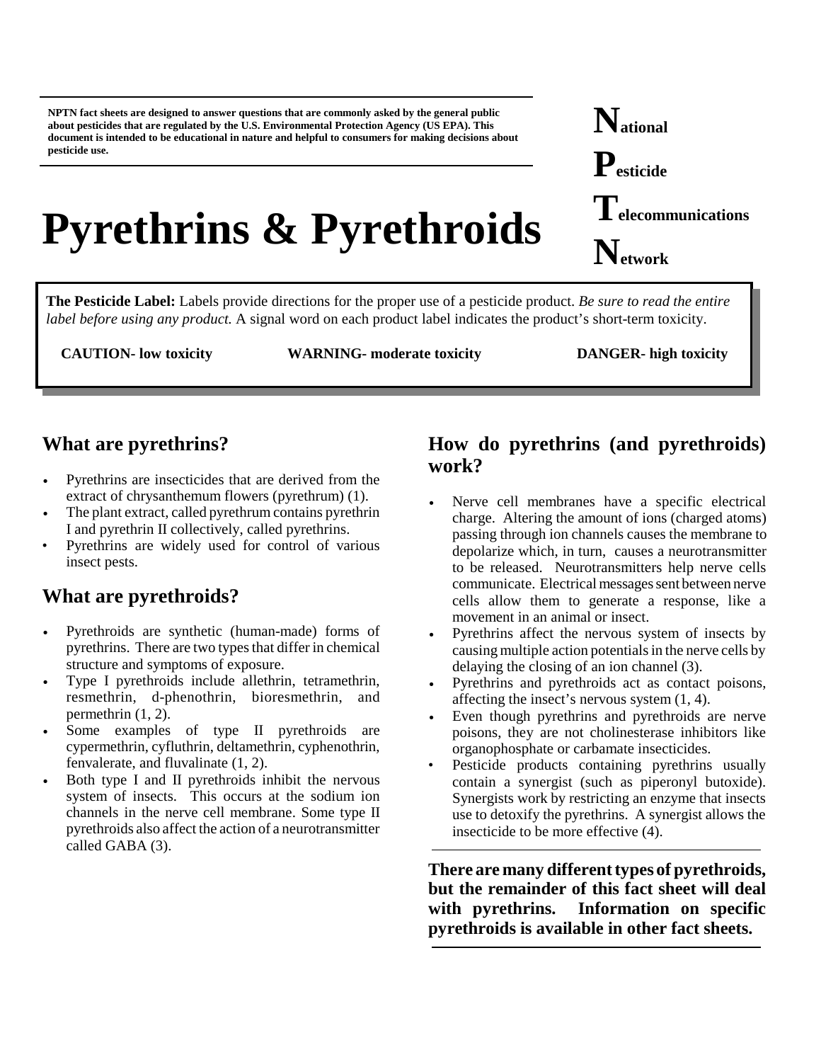**NPTN fact sheets are designed to answer questions that are commonly asked by the general public about pesticides that are regulated by the U.S. Environmental Protection Agency (US EPA). This document is intended to be educational in nature and helpful to consumers for making decisions about pesticide use.**

**N**ational
**P**esticide
**T**elecommunications
**N**etwork

# Pyrethrins & Pyrethroids

**The Pesticide Label:** Labels provide directions for the proper use of a pesticide product. *Be sure to read the entire label before using any product.* A signal word on each product label indicates the product's short-term toxicity.

**CAUTION- low toxicity** **WARNING- moderate toxicity** **DANGER- high toxicity**

## What are pyrethrins?

- Pyrethrins are insecticides that are derived from the extract of chrysanthemum flowers (pyrethrum) (1).
- The plant extract, called pyrethrum contains pyrethrin I and pyrethrin II collectively, called pyrethrins.
- Pyrethrins are widely used for control of various insect pests.

## What are pyrethroids?

- Pyrethroids are synthetic (human-made) forms of pyrethrins. There are two types that differ in chemical structure and symptoms of exposure.
- Type I pyrethroids include allethrin, tetramethrin, resmethrin, d-phenothrin, bioresmethrin, and permethrin (1, 2).
- Some examples of type II pyrethroids are cypermethrin, cyfluthrin, deltamethrin, cyphenothrin, fenvalerate, and fluvalinate (1, 2).
- Both type I and II pyrethroids inhibit the nervous system of insects. This occurs at the sodium ion channels in the nerve cell membrane. Some type II pyrethroids also affect the action of a neurotransmitter called GABA (3).

## How do pyrethrins (and pyrethroids) work?

- Nerve cell membranes have a specific electrical charge. Altering the amount of ions (charged atoms) passing through ion channels causes the membrane to depolarize which, in turn, causes a neurotransmitter to be released. Neurotransmitters help nerve cells communicate. Electrical messages sent between nerve cells allow them to generate a response, like a movement in an animal or insect.
- Pyrethrins affect the nervous system of insects by causing multiple action potentials in the nerve cells by delaying the closing of an ion channel (3).
- Pyrethrins and pyrethroids act as contact poisons, affecting the insect's nervous system (1, 4).
- Even though pyrethrins and pyrethroids are nerve poisons, they are not cholinesterase inhibitors like organophosphate or carbamate insecticides.
- Pesticide products containing pyrethrins usually contain a synergist (such as piperonyl butoxide). Synergists work by restricting an enzyme that insects use to detoxify the pyrethrins. A synergist allows the insecticide to be more effective (4).

**There are many different types of pyrethroids, but the remainder of this fact sheet will deal with pyrethrins. Information on specific pyrethroids is available in other fact sheets.**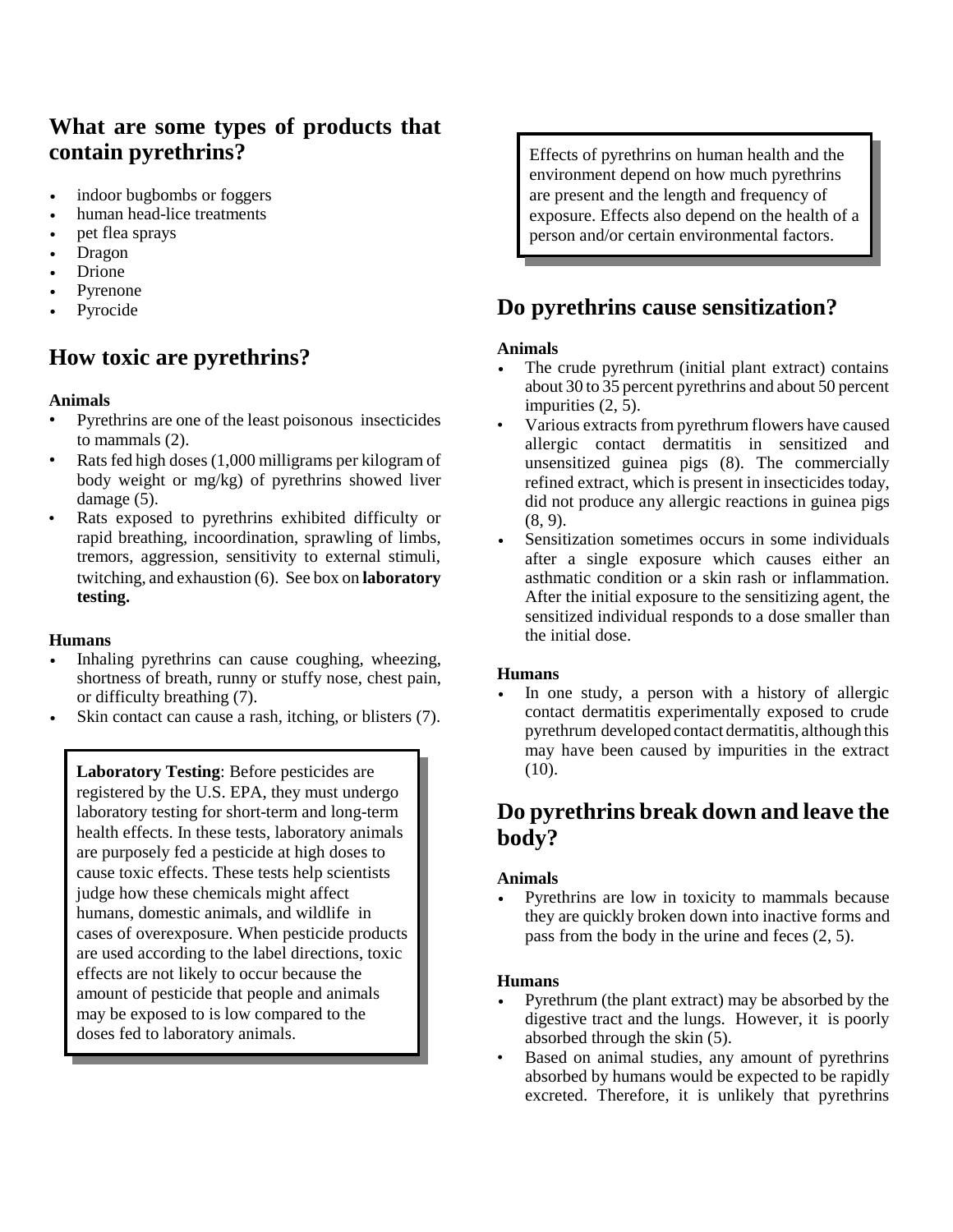## What are some types of products that contain pyrethrins?

- indoor bugbombs or foggers
- human head-lice treatments
- pet flea sprays
- Dragon
- Drione
- Pyrenone
- Pyrocide

## How toxic are pyrethrins?

### Animals

- Pyrethrins are one of the least poisonous insecticides to mammals (2).
- Rats fed high doses (1,000 milligrams per kilogram of body weight or mg/kg) of pyrethrins showed liver damage (5).
- Rats exposed to pyrethrins exhibited difficulty or rapid breathing, incoordination, sprawling of limbs, tremors, aggression, sensitivity to external stimuli, twitching, and exhaustion (6). See box on **laboratory testing.**

### Humans

- Inhaling pyrethrins can cause coughing, wheezing, shortness of breath, runny or stuffy nose, chest pain, or difficulty breathing (7).
- Skin contact can cause a rash, itching, or blisters (7).

> **Laboratory Testing**: Before pesticides are registered by the U.S. EPA, they must undergo laboratory testing for short-term and long-term health effects. In these tests, laboratory animals are purposely fed a pesticide at high doses to cause toxic effects. These tests help scientists judge how these chemicals might affect humans, domestic animals, and wildlife in cases of overexposure. When pesticide products are used according to the label directions, toxic effects are not likely to occur because the amount of pesticide that people and animals may be exposed to is low compared to the doses fed to laboratory animals.

> Effects of pyrethrins on human health and the environment depend on how much pyrethrins are present and the length and frequency of exposure. Effects also depend on the health of a person and/or certain environmental factors.

## Do pyrethrins cause sensitization?

### Animals

- The crude pyrethrum (initial plant extract) contains about 30 to 35 percent pyrethrins and about 50 percent impurities (2, 5).
- Various extracts from pyrethrum flowers have caused allergic contact dermatitis in sensitized and unsensitized guinea pigs (8). The commercially refined extract, which is present in insecticides today, did not produce any allergic reactions in guinea pigs (8, 9).
- Sensitization sometimes occurs in some individuals after a single exposure which causes either an asthmatic condition or a skin rash or inflammation. After the initial exposure to the sensitizing agent, the sensitized individual responds to a dose smaller than the initial dose.

### Humans

- In one study, a person with a history of allergic contact dermatitis experimentally exposed to crude pyrethrum developed contact dermatitis, although this may have been caused by impurities in the extract (10).

## Do pyrethrins break down and leave the body?

### Animals

- Pyrethrins are low in toxicity to mammals because they are quickly broken down into inactive forms and pass from the body in the urine and feces (2, 5).

### Humans

- Pyrethrum (the plant extract) may be absorbed by the digestive tract and the lungs. However, it is poorly absorbed through the skin (5).
- Based on animal studies, any amount of pyrethrins absorbed by humans would be expected to be rapidly excreted. Therefore, it is unlikely that pyrethrins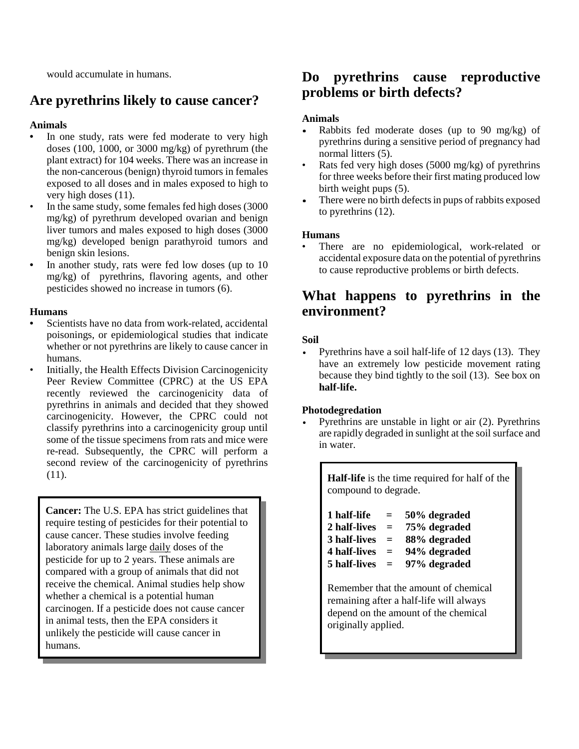would accumulate in humans.

## Are pyrethrins likely to cause cancer?

**Animals**

- In one study, rats were fed moderate to very high doses (100, 1000, or 3000 mg/kg) of pyrethrum (the plant extract) for 104 weeks. There was an increase in the non-cancerous (benign) thyroid tumors in females exposed to all doses and in males exposed to high to very high doses (11).
- In the same study, some females fed high doses (3000 mg/kg) of pyrethrum developed ovarian and benign liver tumors and males exposed to high doses (3000 mg/kg) developed benign parathyroid tumors and benign skin lesions.
- In another study, rats were fed low doses (up to 10 mg/kg) of pyrethrins, flavoring agents, and other pesticides showed no increase in tumors (6).

**Humans**

- Scientists have no data from work-related, accidental poisonings, or epidemiological studies that indicate whether or not pyrethrins are likely to cause cancer in humans.
- Initially, the Health Effects Division Carcinogenicity Peer Review Committee (CPRC) at the US EPA recently reviewed the carcinogenicity data of pyrethrins in animals and decided that they showed carcinogenicity. However, the CPRC could not classify pyrethrins into a carcinogenicity group until some of the tissue specimens from rats and mice were re-read. Subsequently, the CPRC will perform a second review of the carcinogenicity of pyrethrins (11).

> **Cancer:** The U.S. EPA has strict guidelines that require testing of pesticides for their potential to cause cancer. These studies involve feeding laboratory animals large daily doses of the pesticide for up to 2 years. These animals are compared with a group of animals that did not receive the chemical. Animal studies help show whether a chemical is a potential human carcinogen. If a pesticide does not cause cancer in animal tests, then the EPA considers it unlikely the pesticide will cause cancer in humans.

## Do pyrethrins cause reproductive problems or birth defects?

**Animals**

- Rabbits fed moderate doses (up to 90 mg/kg) of pyrethrins during a sensitive period of pregnancy had normal litters (5).
- Rats fed very high doses (5000 mg/kg) of pyrethrins for three weeks before their first mating produced low birth weight pups (5).
- There were no birth defects in pups of rabbits exposed to pyrethrins (12).

**Humans**

- There are no epidemiological, work-related or accidental exposure data on the potential of pyrethrins to cause reproductive problems or birth defects.

## What happens to pyrethrins in the environment?

**Soil**

- Pyrethrins have a soil half-life of 12 days (13). They have an extremely low pesticide movement rating because they bind tightly to the soil (13). See box on **half-life.**

**Photodegredation**

- Pyrethrins are unstable in light or air (2). Pyrethrins are rapidly degraded in sunlight at the soil surface and in water.

> **Half-life** is the time required for half of the compound to degrade.
>
> | | | |
> |---|---|---|
> | **1 half-life** | **=** | **50% degraded** |
> | **2 half-lives** | **=** | **75% degraded** |
> | **3 half-lives** | **=** | **88% degraded** |
> | **4 half-lives** | **=** | **94% degraded** |
> | **5 half-lives** | **=** | **97% degraded** |
>
> Remember that the amount of chemical remaining after a half-life will always depend on the amount of the chemical originally applied.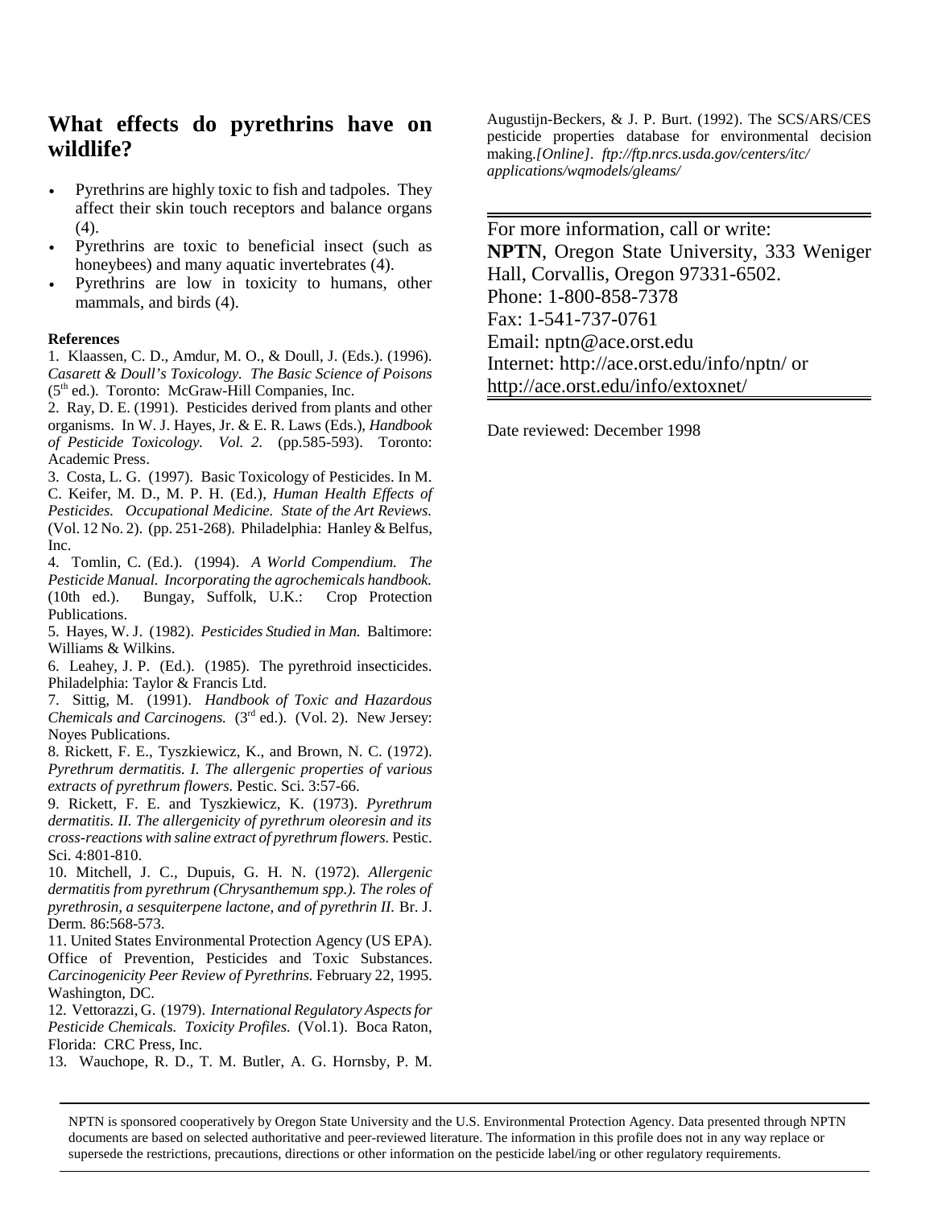## What effects do pyrethrins have on wildlife?

- Pyrethrins are highly toxic to fish and tadpoles. They affect their skin touch receptors and balance organs (4).
- Pyrethrins are toxic to beneficial insect (such as honeybees) and many aquatic invertebrates (4).
- Pyrethrins are low in toxicity to humans, other mammals, and birds (4).

**References**

1. Klaassen, C. D., Amdur, M. O., & Doull, J. (Eds.). (1996). *Casarett & Doull's Toxicology. The Basic Science of Poisons* (5th ed.). Toronto: McGraw-Hill Companies, Inc.
2. Ray, D. E. (1991). Pesticides derived from plants and other organisms. In W. J. Hayes, Jr. & E. R. Laws (Eds.), *Handbook of Pesticide Toxicology. Vol. 2.* (pp.585-593). Toronto: Academic Press.
3. Costa, L. G. (1997). Basic Toxicology of Pesticides. In M. C. Keifer, M. D., M. P. H. (Ed.), *Human Health Effects of Pesticides. Occupational Medicine. State of the Art Reviews.* (Vol. 12 No. 2). (pp. 251-268). Philadelphia: Hanley & Belfus, Inc.
4. Tomlin, C. (Ed.). (1994). *A World Compendium. The Pesticide Manual. Incorporating the agrochemicals handbook.* (10th ed.). Bungay, Suffolk, U.K.: Crop Protection Publications.
5. Hayes, W. J. (1982). *Pesticides Studied in Man.* Baltimore: Williams & Wilkins.
6. Leahey, J. P. (Ed.). (1985). The pyrethroid insecticides. Philadelphia: Taylor & Francis Ltd.
7. Sittig, M. (1991). *Handbook of Toxic and Hazardous Chemicals and Carcinogens.* (3rd ed.). (Vol. 2). New Jersey: Noyes Publications.
8. Rickett, F. E., Tyszkiewicz, K., and Brown, N. C. (1972). *Pyrethrum dermatitis. I. The allergenic properties of various extracts of pyrethrum flowers.* Pestic. Sci. 3:57-66.
9. Rickett, F. E. and Tyszkiewicz, K. (1973). *Pyrethrum dermatitis. II. The allergenicity of pyrethrum oleoresin and its cross-reactions with saline extract of pyrethrum flowers.* Pestic. Sci. 4:801-810.
10. Mitchell, J. C., Dupuis, G. H. N. (1972). *Allergenic dermatitis from pyrethrum (Chrysanthemum spp.). The roles of pyrethrosin, a sesquiterpene lactone, and of pyrethrin II.* Br. J. Derm. 86:568-573.
11. United States Environmental Protection Agency (US EPA). Office of Prevention, Pesticides and Toxic Substances. *Carcinogenicity Peer Review of Pyrethrins.* February 22, 1995. Washington, DC.
12. Vettorazzi, G. (1979). *International Regulatory Aspects for Pesticide Chemicals. Toxicity Profiles.* (Vol.1). Boca Raton, Florida: CRC Press, Inc.
13. Wauchope, R. D., T. M. Butler, A. G. Hornsby, P. M. Augustijn-Beckers, & J. P. Burt. (1992). The SCS/ARS/CES pesticide properties database for environmental decision making. *[Online]. ftp://ftp.nrcs.usda.gov/centers/itc/applications/wqmodels/gleams/*

---

For more information, call or write:
**NPTN**, Oregon State University, 333 Weniger Hall, Corvallis, Oregon 97331-6502.
Phone: 1-800-858-7378
Fax: 1-541-737-0761
Email: nptn@ace.orst.edu
Internet: http://ace.orst.edu/info/nptn/ or http://ace.orst.edu/info/extoxnet/

---

Date reviewed: December 1998

---

NPTN is sponsored cooperatively by Oregon State University and the U.S. Environmental Protection Agency. Data presented through NPTN documents are based on selected authoritative and peer-reviewed literature. The information in this profile does not in any way replace or supersede the restrictions, precautions, directions or other information on the pesticide label/ing or other regulatory requirements.